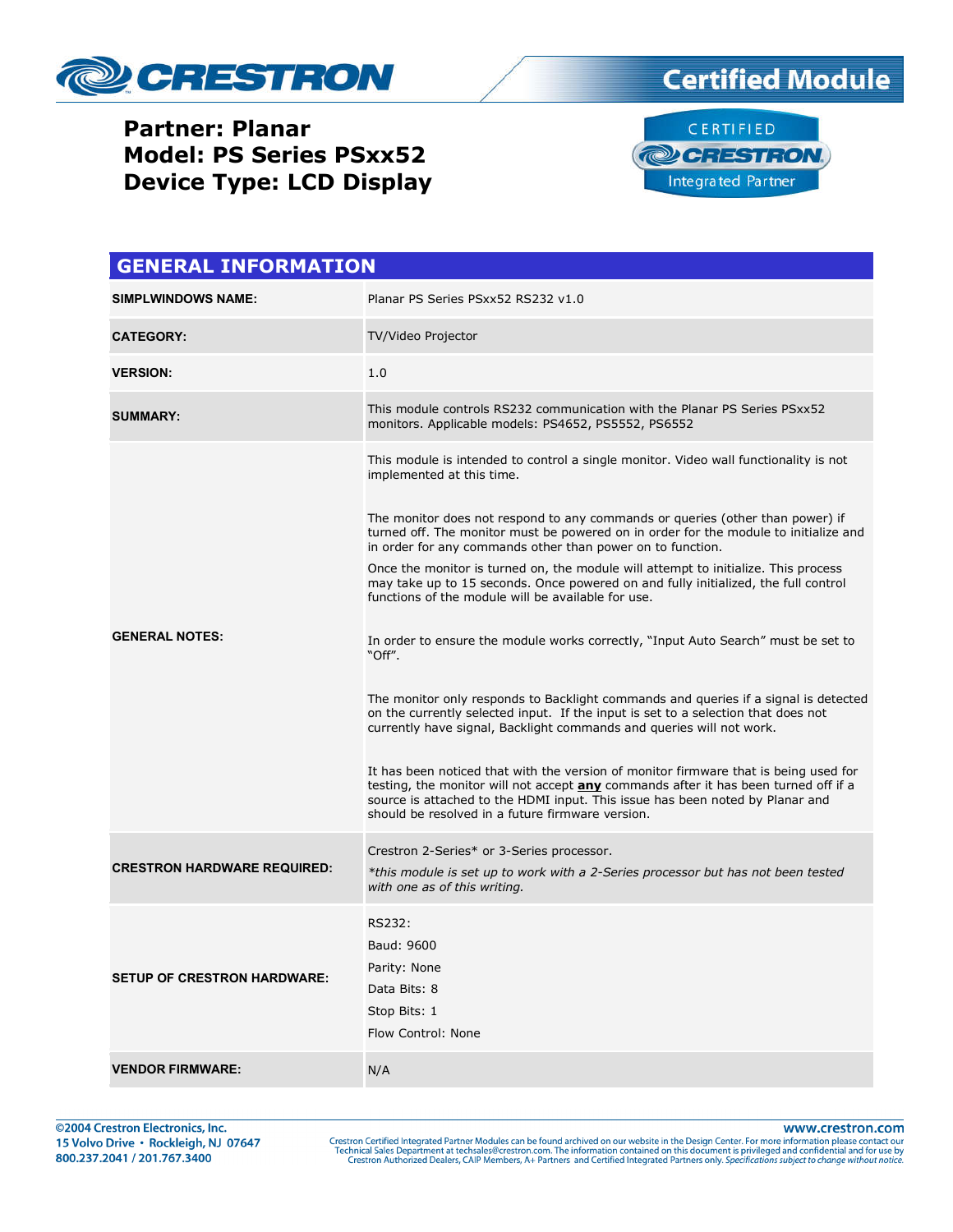# Partner: Planar
# Model: PS Series PSxx52
# Device Type: LCD Display

## GENERAL INFORMATION

| | |
|---|---|
| **SIMPLWINDOWS NAME:** | Planar PS Series PSxx52 RS232 v1.0 |
| **CATEGORY:** | TV/Video Projector |
| **VERSION:** | 1.0 |
| **SUMMARY:** | This module controls RS232 communication with the Planar PS Series PSxx52 monitors. Applicable models: PS4652, PS5552, PS6552 |
| **GENERAL NOTES:** | This module is intended to control a single monitor. Video wall functionality is not implemented at this time.<br><br>The monitor does not respond to any commands or queries (other than power) if turned off. The monitor must be powered on in order for the module to initialize and in order for any commands other than power on to function.<br><br>Once the monitor is turned on, the module will attempt to initialize. This process may take up to 15 seconds. Once powered on and fully initialized, the full control functions of the module will be available for use.<br><br>In order to ensure the module works correctly, "Input Auto Search" must be set to "Off".<br><br>The monitor only responds to Backlight commands and queries if a signal is detected on the currently selected input. If the input is set to a selection that does not currently have signal, Backlight commands and queries will not work.<br><br>It has been noticed that with the version of monitor firmware that is being used for testing, the monitor will not accept **any** commands after it has been turned off if a source is attached to the HDMI input. This issue has been noted by Planar and should be resolved in a future firmware version. |
| **CRESTRON HARDWARE REQUIRED:** | Crestron 2-Series* or 3-Series processor.<br><br>*\*this module is set up to work with a 2-Series processor but has not been tested with one as of this writing.* |
| **SETUP OF CRESTRON HARDWARE:** | RS232:<br>Baud: 9600<br>Parity: None<br>Data Bits: 8<br>Stop Bits: 1<br>Flow Control: None |
| **VENDOR FIRMWARE:** | N/A |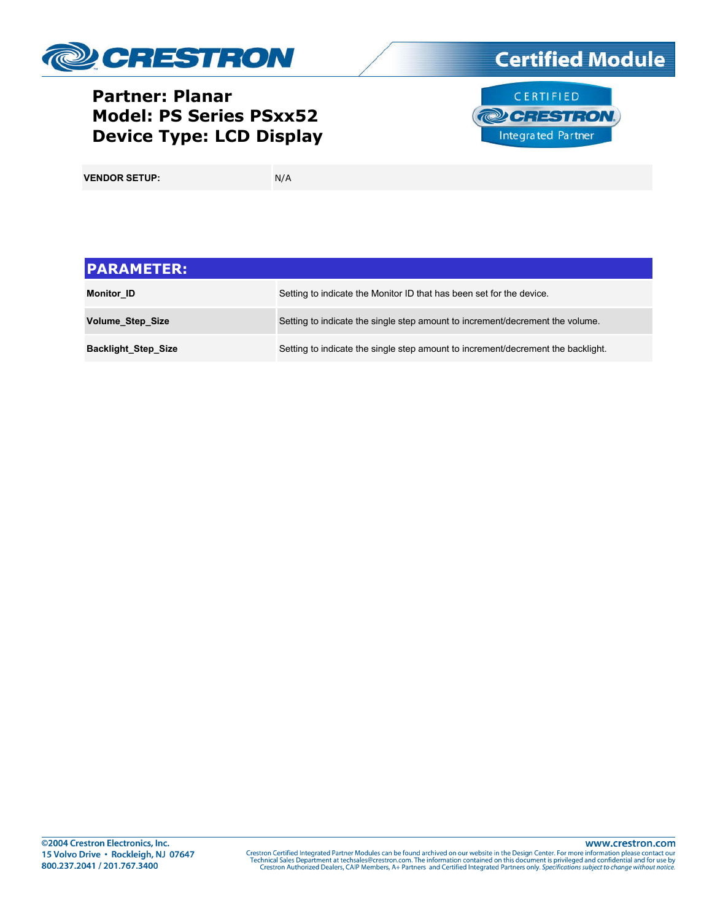**Partner: Planar**
**Model: PS Series PSxx52**
**Device Type: LCD Display**

| **VENDOR SETUP:** | N/A |
|---|---|

## PARAMETER:

| | |
|---|---|
| **Monitor_ID** | Setting to indicate the Monitor ID that has been set for the device. |
| **Volume_Step_Size** | Setting to indicate the single step amount to increment/decrement the volume. |
| **Backlight_Step_Size** | Setting to indicate the single step amount to increment/decrement the backlight. |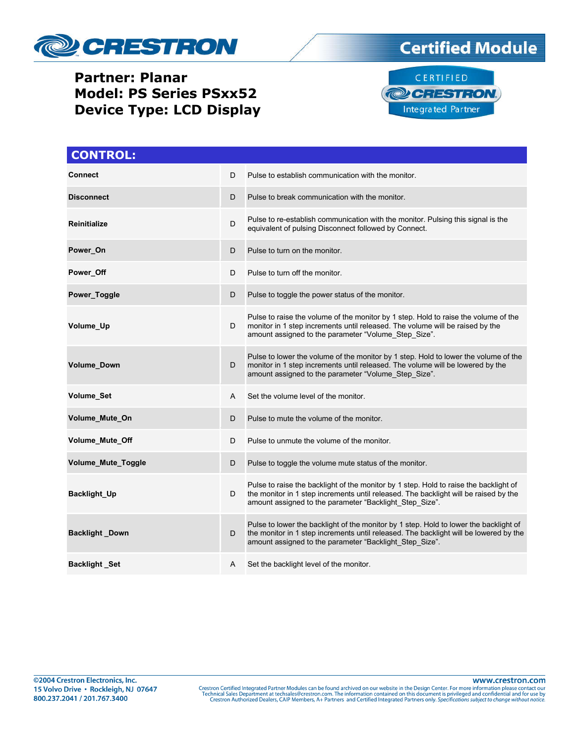**Partner: Planar**
**Model: PS Series PSxx52**
**Device Type: LCD Display**

## CONTROL:

| | | |
|---|---|---|
| **Connect** | D | Pulse to establish communication with the monitor. |
| **Disconnect** | D | Pulse to break communication with the monitor. |
| **Reinitialize** | D | Pulse to re-establish communication with the monitor. Pulsing this signal is the equivalent of pulsing Disconnect followed by Connect. |
| **Power_On** | D | Pulse to turn on the monitor. |
| **Power_Off** | D | Pulse to turn off the monitor. |
| **Power_Toggle** | D | Pulse to toggle the power status of the monitor. |
| **Volume_Up** | D | Pulse to raise the volume of the monitor by 1 step. Hold to raise the volume of the monitor in 1 step increments until released. The volume will be raised by the amount assigned to the parameter "Volume_Step_Size". |
| **Volume_Down** | D | Pulse to lower the volume of the monitor by 1 step. Hold to lower the volume of the monitor in 1 step increments until released. The volume will be lowered by the amount assigned to the parameter "Volume_Step_Size". |
| **Volume_Set** | A | Set the volume level of the monitor. |
| **Volume_Mute_On** | D | Pulse to mute the volume of the monitor. |
| **Volume_Mute_Off** | D | Pulse to unmute the volume of the monitor. |
| **Volume_Mute_Toggle** | D | Pulse to toggle the volume mute status of the monitor. |
| **Backlight_Up** | D | Pulse to raise the backlight of the monitor by 1 step. Hold to raise the backlight of the monitor in 1 step increments until released. The backlight will be raised by the amount assigned to the parameter "Backlight_Step_Size". |
| **Backlight _Down** | D | Pulse to lower the backlight of the monitor by 1 step. Hold to lower the backlight of the monitor in 1 step increments until released. The backlight will be lowered by the amount assigned to the parameter "Backlight_Step_Size". |
| **Backlight _Set** | A | Set the backlight level of the monitor. |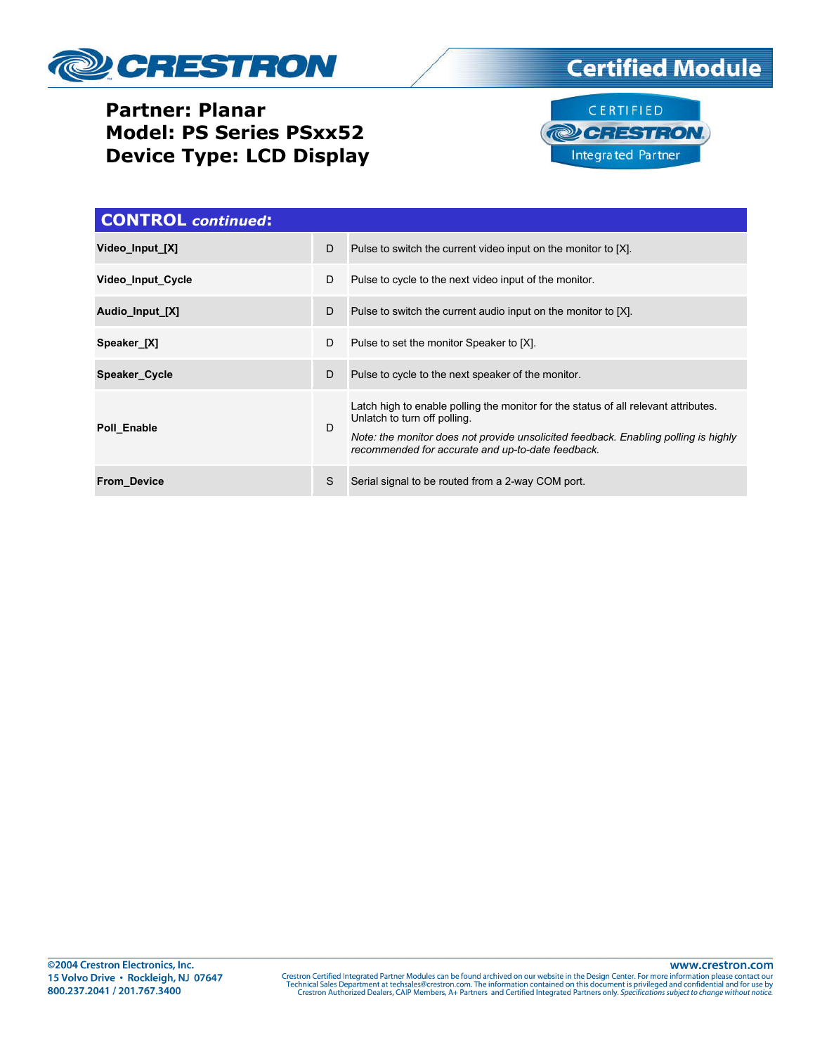**Partner: Planar**
**Model: PS Series PSxx52**
**Device Type: LCD Display**

## CONTROL *continued*:

| | | |
|---|---|---|
| **Video_Input_[X]** | D | Pulse to switch the current video input on the monitor to [X]. |
| **Video_Input_Cycle** | D | Pulse to cycle to the next video input of the monitor. |
| **Audio_Input_[X]** | D | Pulse to switch the current audio input on the monitor to [X]. |
| **Speaker_[X]** | D | Pulse to set the monitor Speaker to [X]. |
| **Speaker_Cycle** | D | Pulse to cycle to the next speaker of the monitor. |
| **Poll_Enable** | D | Latch high to enable polling the monitor for the status of all relevant attributes. Unlatch to turn off polling.<br>*Note: the monitor does not provide unsolicited feedback. Enabling polling is highly recommended for accurate and up-to-date feedback.* |
| **From_Device** | S | Serial signal to be routed from a 2-way COM port. |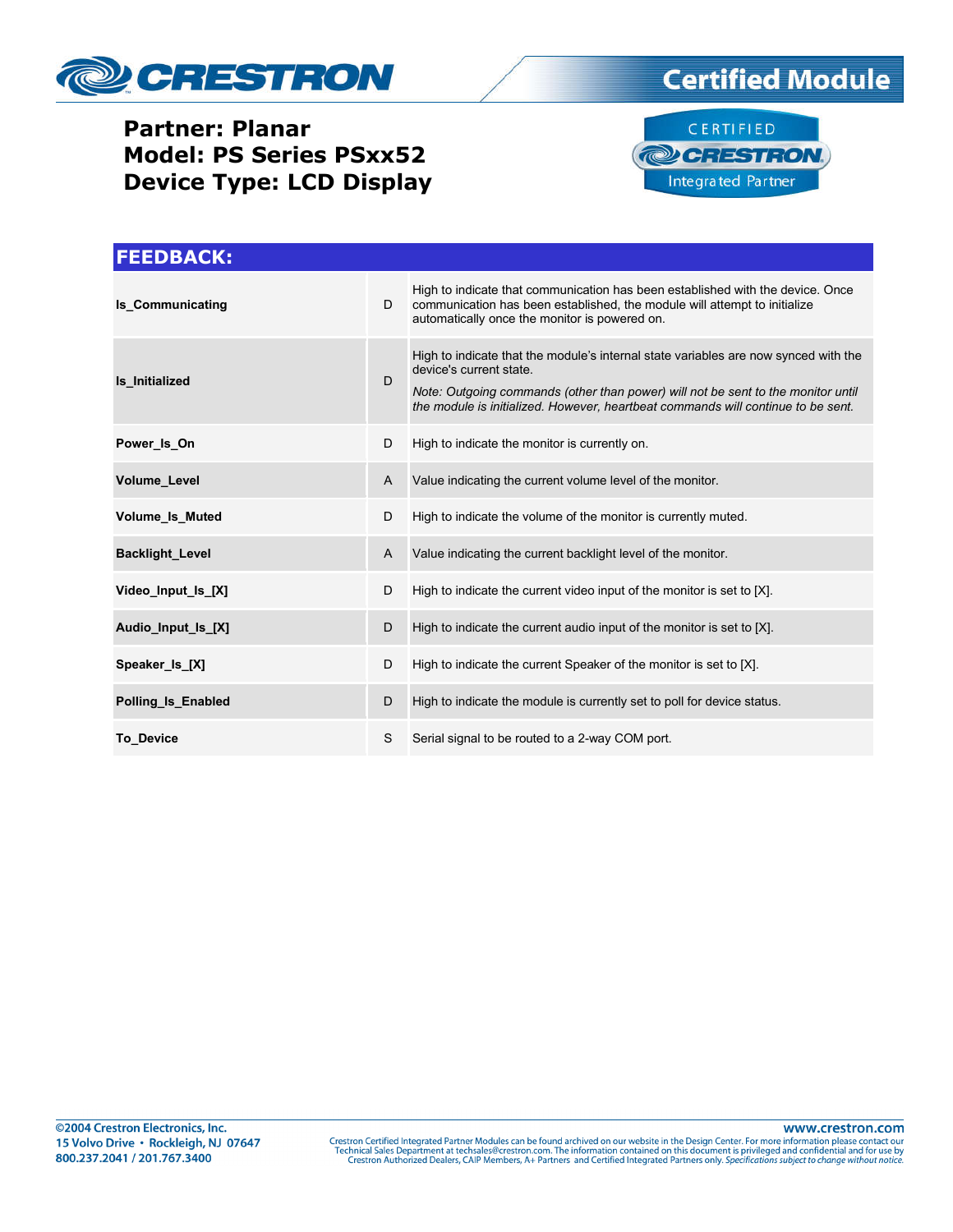**Partner: Planar**
**Model: PS Series PSxx52**
**Device Type: LCD Display**

## FEEDBACK:

| | | |
|---|---|---|
| **Is_Communicating** | D | High to indicate that communication has been established with the device. Once communication has been established, the module will attempt to initialize automatically once the monitor is powered on. |
| **Is_Initialized** | D | High to indicate that the module's internal state variables are now synced with the device's current state. *Note: Outgoing commands (other than power) will not be sent to the monitor until the module is initialized. However, heartbeat commands will continue to be sent.* |
| **Power_Is_On** | D | High to indicate the monitor is currently on. |
| **Volume_Level** | A | Value indicating the current volume level of the monitor. |
| **Volume_Is_Muted** | D | High to indicate the volume of the monitor is currently muted. |
| **Backlight_Level** | A | Value indicating the current backlight level of the monitor. |
| **Video_Input_Is_[X]** | D | High to indicate the current video input of the monitor is set to [X]. |
| **Audio_Input_Is_[X]** | D | High to indicate the current audio input of the monitor is set to [X]. |
| **Speaker_Is_[X]** | D | High to indicate the current Speaker of the monitor is set to [X]. |
| **Polling_Is_Enabled** | D | High to indicate the module is currently set to poll for device status. |
| **To_Device** | S | Serial signal to be routed to a 2-way COM port. |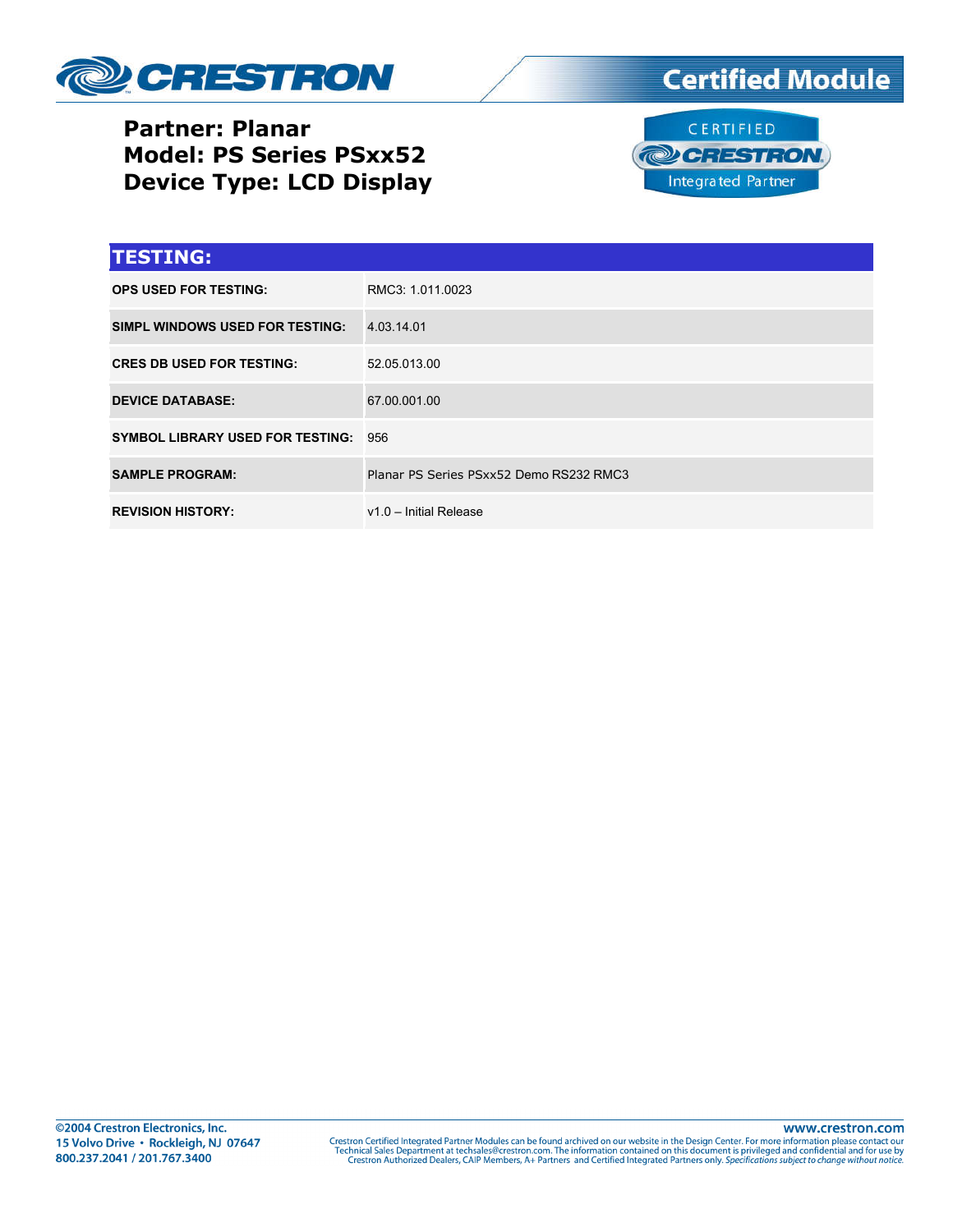## Partner: Planar
## Model: PS Series PSxx52
## Device Type: LCD Display

## TESTING:

| | |
|---|---|
| **OPS USED FOR TESTING:** | RMC3: 1.011.0023 |
| **SIMPL WINDOWS USED FOR TESTING:** | 4.03.14.01 |
| **CRES DB USED FOR TESTING:** | 52.05.013.00 |
| **DEVICE DATABASE:** | 67.00.001.00 |
| **SYMBOL LIBRARY USED FOR TESTING:** | 956 |
| **SAMPLE PROGRAM:** | Planar PS Series PSxx52 Demo RS232 RMC3 |
| **REVISION HISTORY:** | v1.0 – Initial Release |